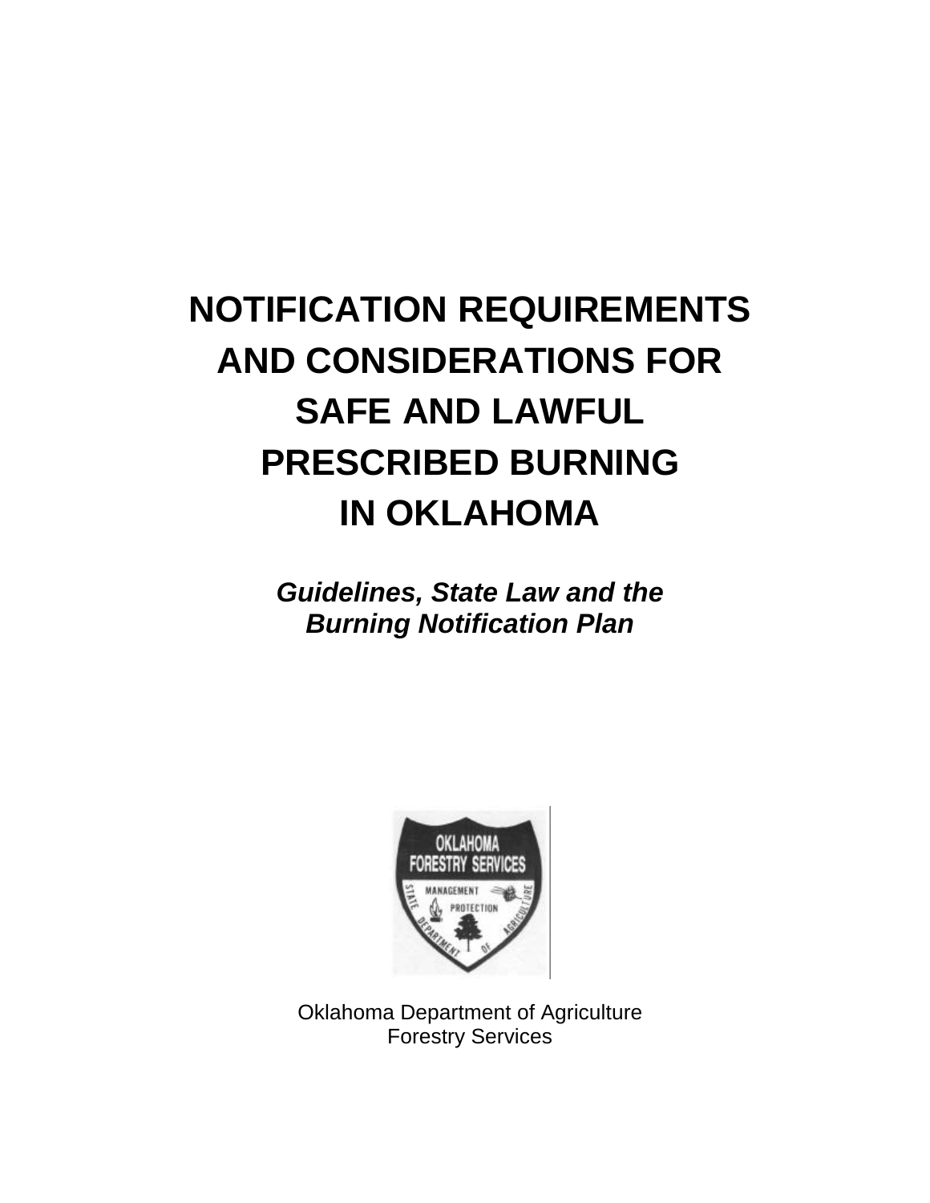# NOTIFICATION REQUIREMENTS AND CONSIDERATIONS FOR SAFE AND LAWFUL PRESCRIBED BURNING IN OKLAHOMA

***Guidelines, State Law and the Burning Notification Plan***

Oklahoma Department of Agriculture
Forestry Services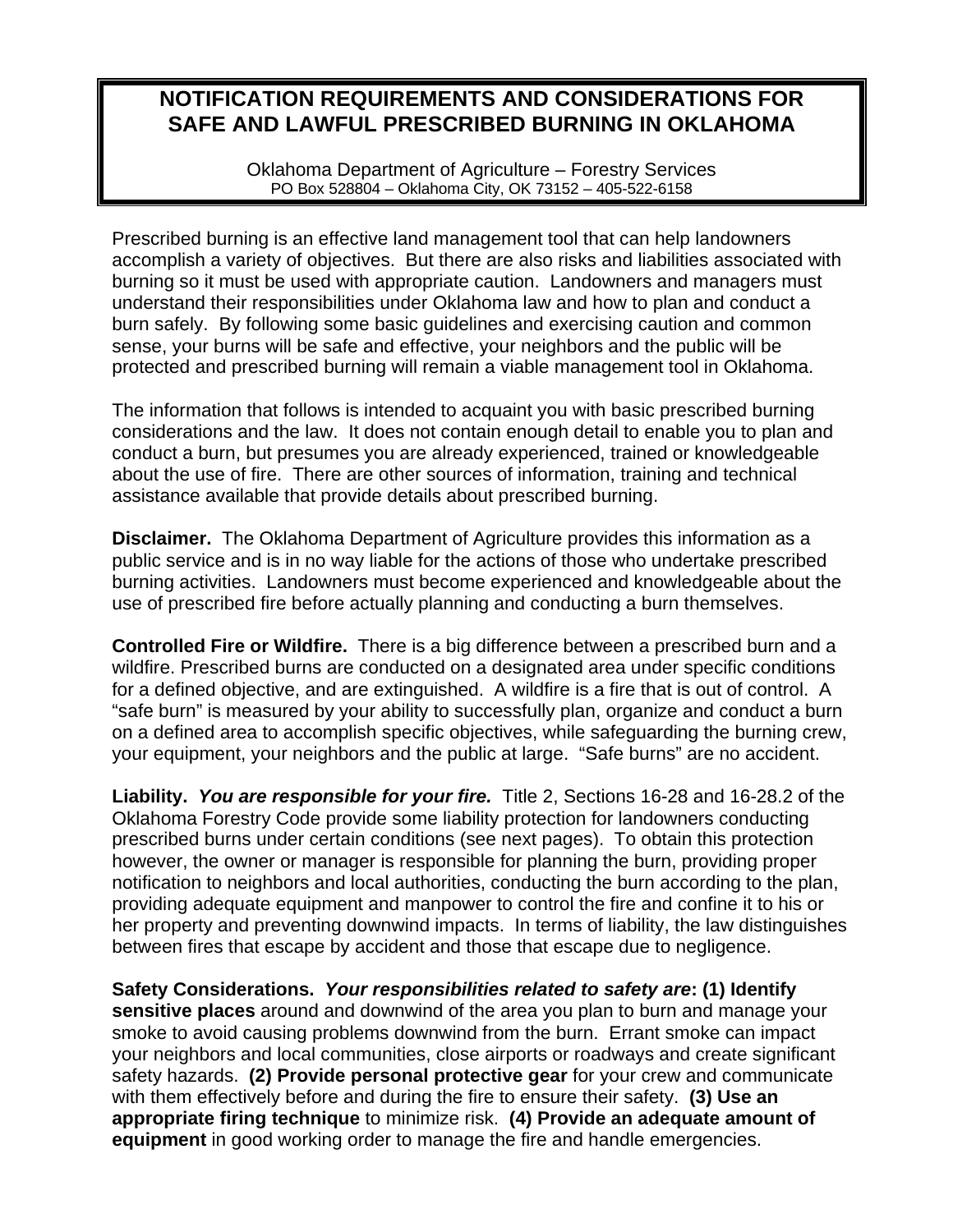# NOTIFICATION REQUIREMENTS AND CONSIDERATIONS FOR SAFE AND LAWFUL PRESCRIBED BURNING IN OKLAHOMA

Oklahoma Department of Agriculture – Forestry Services
PO Box 528804 – Oklahoma City, OK 73152 – 405-522-6158

Prescribed burning is an effective land management tool that can help landowners accomplish a variety of objectives. But there are also risks and liabilities associated with burning so it must be used with appropriate caution. Landowners and managers must understand their responsibilities under Oklahoma law and how to plan and conduct a burn safely. By following some basic guidelines and exercising caution and common sense, your burns will be safe and effective, your neighbors and the public will be protected and prescribed burning will remain a viable management tool in Oklahoma.

The information that follows is intended to acquaint you with basic prescribed burning considerations and the law. It does not contain enough detail to enable you to plan and conduct a burn, but presumes you are already experienced, trained or knowledgeable about the use of fire. There are other sources of information, training and technical assistance available that provide details about prescribed burning.

**Disclaimer.** The Oklahoma Department of Agriculture provides this information as a public service and is in no way liable for the actions of those who undertake prescribed burning activities. Landowners must become experienced and knowledgeable about the use of prescribed fire before actually planning and conducting a burn themselves.

**Controlled Fire or Wildfire.** There is a big difference between a prescribed burn and a wildfire. Prescribed burns are conducted on a designated area under specific conditions for a defined objective, and are extinguished. A wildfire is a fire that is out of control. A "safe burn" is measured by your ability to successfully plan, organize and conduct a burn on a defined area to accomplish specific objectives, while safeguarding the burning crew, your equipment, your neighbors and the public at large. "Safe burns" are no accident.

**Liability.** ***You are responsible for your fire.*** Title 2, Sections 16-28 and 16-28.2 of the Oklahoma Forestry Code provide some liability protection for landowners conducting prescribed burns under certain conditions (see next pages). To obtain this protection however, the owner or manager is responsible for planning the burn, providing proper notification to neighbors and local authorities, conducting the burn according to the plan, providing adequate equipment and manpower to control the fire and confine it to his or her property and preventing downwind impacts. In terms of liability, the law distinguishes between fires that escape by accident and those that escape due to negligence.

**Safety Considerations.** ***Your responsibilities related to safety are*****: (1) Identify sensitive places** around and downwind of the area you plan to burn and manage your smoke to avoid causing problems downwind from the burn. Errant smoke can impact your neighbors and local communities, close airports or roadways and create significant safety hazards. **(2) Provide personal protective gear** for your crew and communicate with them effectively before and during the fire to ensure their safety. **(3) Use an appropriate firing technique** to minimize risk. **(4) Provide an adequate amount of equipment** in good working order to manage the fire and handle emergencies.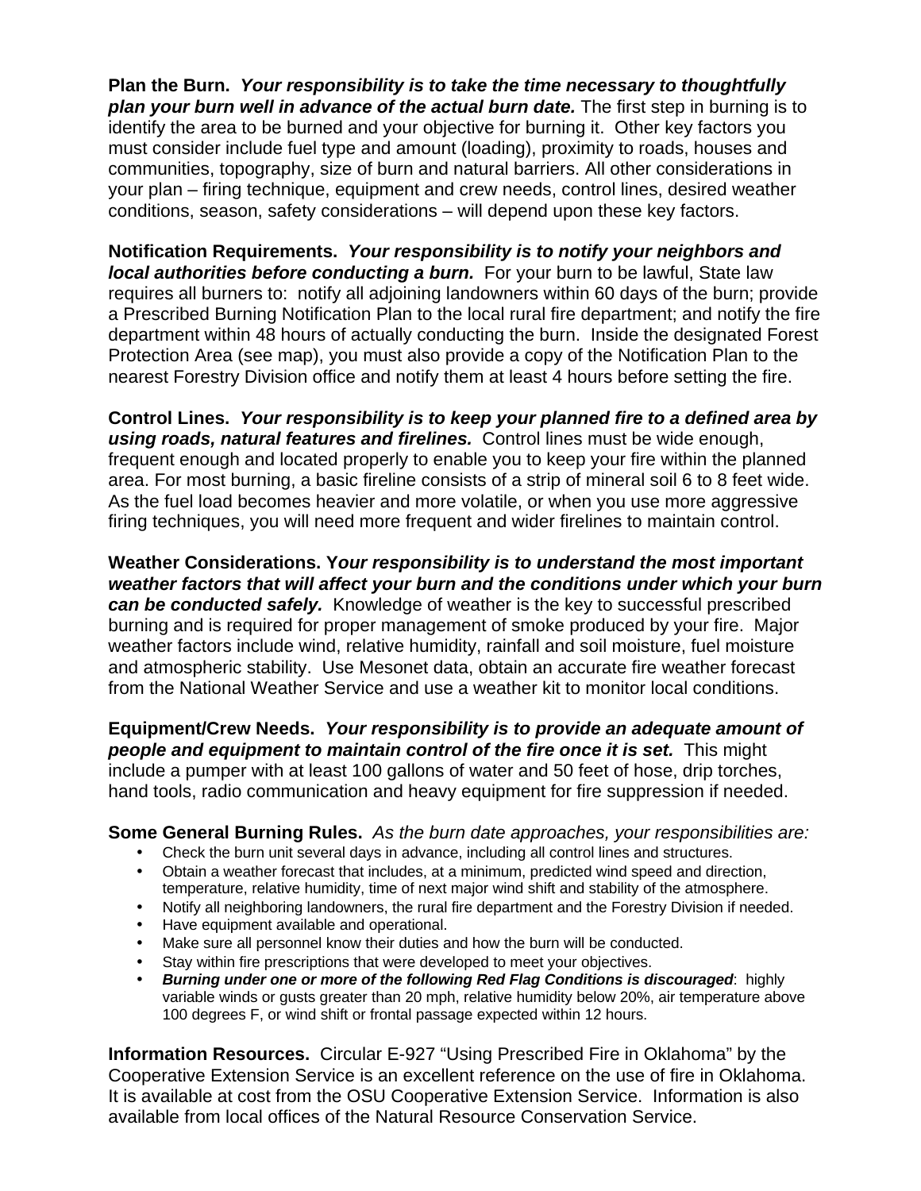**Plan the Burn.** ***Your responsibility is to take the time necessary to thoughtfully plan your burn well in advance of the actual burn date.*** The first step in burning is to identify the area to be burned and your objective for burning it. Other key factors you must consider include fuel type and amount (loading), proximity to roads, houses and communities, topography, size of burn and natural barriers. All other considerations in your plan – firing technique, equipment and crew needs, control lines, desired weather conditions, season, safety considerations – will depend upon these key factors.

**Notification Requirements.** ***Your responsibility is to notify your neighbors and local authorities before conducting a burn.*** For your burn to be lawful, State law requires all burners to: notify all adjoining landowners within 60 days of the burn; provide a Prescribed Burning Notification Plan to the local rural fire department; and notify the fire department within 48 hours of actually conducting the burn. Inside the designated Forest Protection Area (see map), you must also provide a copy of the Notification Plan to the nearest Forestry Division office and notify them at least 4 hours before setting the fire.

**Control Lines.** ***Your responsibility is to keep your planned fire to a defined area by using roads, natural features and firelines.*** Control lines must be wide enough, frequent enough and located properly to enable you to keep your fire within the planned area. For most burning, a basic fireline consists of a strip of mineral soil 6 to 8 feet wide. As the fuel load becomes heavier and more volatile, or when you use more aggressive firing techniques, you will need more frequent and wider firelines to maintain control.

**Weather Considerations. Y*our responsibility is to understand the most important weather factors that will affect your burn and the conditions under which your burn can be conducted safely.*** Knowledge of weather is the key to successful prescribed burning and is required for proper management of smoke produced by your fire. Major weather factors include wind, relative humidity, rainfall and soil moisture, fuel moisture and atmospheric stability. Use Mesonet data, obtain an accurate fire weather forecast from the National Weather Service and use a weather kit to monitor local conditions.

**Equipment/Crew Needs.** ***Your responsibility is to provide an adequate amount of people and equipment to maintain control of the fire once it is set.*** This might include a pumper with at least 100 gallons of water and 50 feet of hose, drip torches, hand tools, radio communication and heavy equipment for fire suppression if needed.

**Some General Burning Rules.** *As the burn date approaches, your responsibilities are:*

- Check the burn unit several days in advance, including all control lines and structures.
- Obtain a weather forecast that includes, at a minimum, predicted wind speed and direction, temperature, relative humidity, time of next major wind shift and stability of the atmosphere.
- Notify all neighboring landowners, the rural fire department and the Forestry Division if needed.
- Have equipment available and operational.
- Make sure all personnel know their duties and how the burn will be conducted.
- Stay within fire prescriptions that were developed to meet your objectives.
- ***Burning under one or more of the following Red Flag Conditions is discouraged***: highly variable winds or gusts greater than 20 mph, relative humidity below 20%, air temperature above 100 degrees F, or wind shift or frontal passage expected within 12 hours.

**Information Resources.** Circular E-927 “Using Prescribed Fire in Oklahoma” by the Cooperative Extension Service is an excellent reference on the use of fire in Oklahoma. It is available at cost from the OSU Cooperative Extension Service. Information is also available from local offices of the Natural Resource Conservation Service.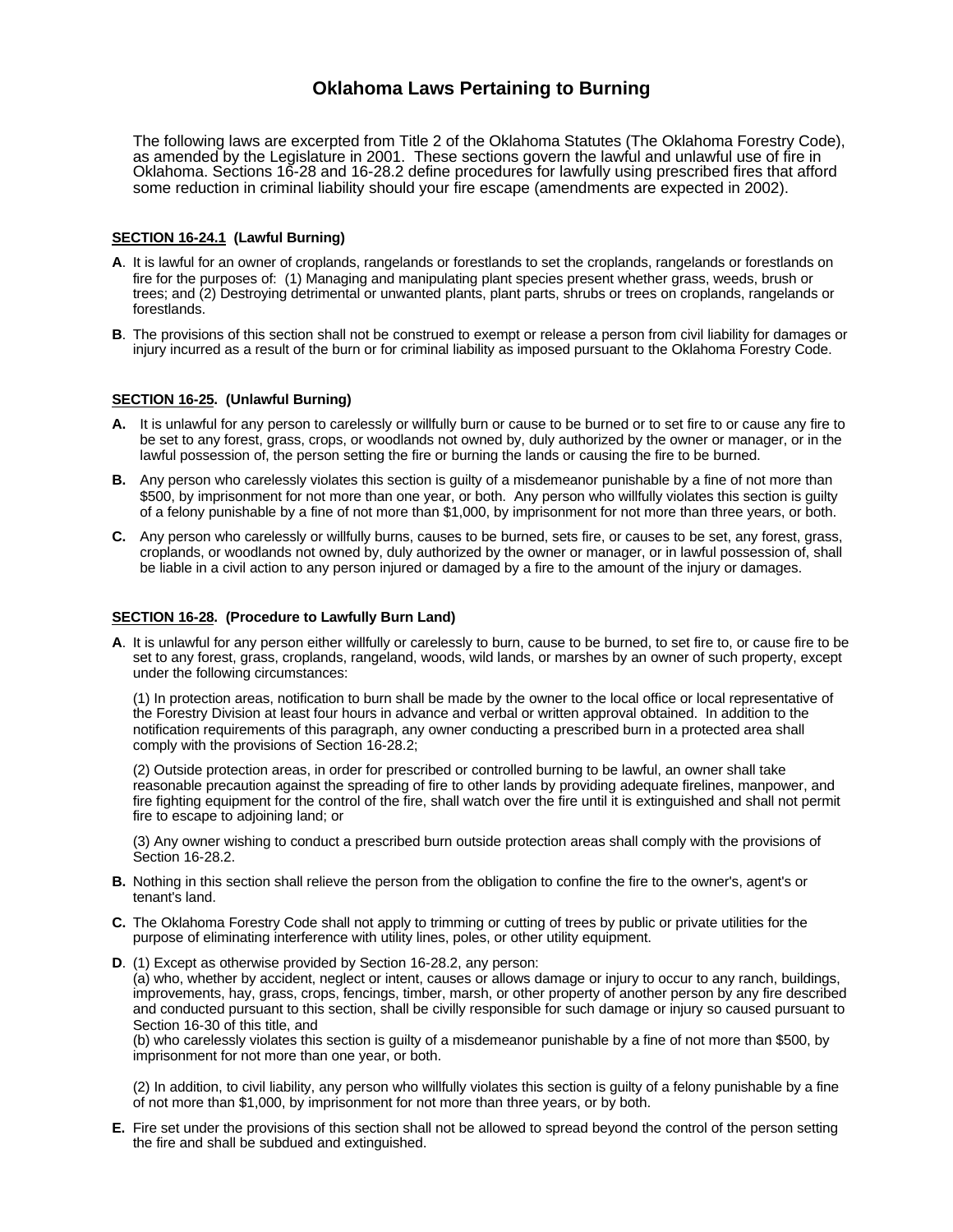# Oklahoma Laws Pertaining to Burning

The following laws are excerpted from Title 2 of the Oklahoma Statutes (The Oklahoma Forestry Code), as amended by the Legislature in 2001. These sections govern the lawful and unlawful use of fire in Oklahoma. Sections 16-28 and 16-28.2 define procedures for lawfully using prescribed fires that afford some reduction in criminal liability should your fire escape (amendments are expected in 2002).

### SECTION 16-24.1 (Lawful Burning)

**A**. It is lawful for an owner of croplands, rangelands or forestlands to set the croplands, rangelands or forestlands on fire for the purposes of: (1) Managing and manipulating plant species present whether grass, weeds, brush or trees; and (2) Destroying detrimental or unwanted plants, plant parts, shrubs or trees on croplands, rangelands or forestlands.

**B**. The provisions of this section shall not be construed to exempt or release a person from civil liability for damages or injury incurred as a result of the burn or for criminal liability as imposed pursuant to the Oklahoma Forestry Code.

### SECTION 16-25. (Unlawful Burning)

**A.** It is unlawful for any person to carelessly or willfully burn or cause to be burned or to set fire to or cause any fire to be set to any forest, grass, crops, or woodlands not owned by, duly authorized by the owner or manager, or in the lawful possession of, the person setting the fire or burning the lands or causing the fire to be burned.

**B.** Any person who carelessly violates this section is guilty of a misdemeanor punishable by a fine of not more than $500, by imprisonment for not more than one year, or both. Any person who willfully violates this section is guilty of a felony punishable by a fine of not more than $1,000, by imprisonment for not more than three years, or both.

**C.** Any person who carelessly or willfully burns, causes to be burned, sets fire, or causes to be set, any forest, grass, croplands, or woodlands not owned by, duly authorized by the owner or manager, or in lawful possession of, shall be liable in a civil action to any person injured or damaged by a fire to the amount of the injury or damages.

### SECTION 16-28. (Procedure to Lawfully Burn Land)

**A**. It is unlawful for any person either willfully or carelessly to burn, cause to be burned, to set fire to, or cause fire to be set to any forest, grass, croplands, rangeland, woods, wild lands, or marshes by an owner of such property, except under the following circumstances:

(1) In protection areas, notification to burn shall be made by the owner to the local office or local representative of the Forestry Division at least four hours in advance and verbal or written approval obtained. In addition to the notification requirements of this paragraph, any owner conducting a prescribed burn in a protected area shall comply with the provisions of Section 16-28.2;

(2) Outside protection areas, in order for prescribed or controlled burning to be lawful, an owner shall take reasonable precaution against the spreading of fire to other lands by providing adequate firelines, manpower, and fire fighting equipment for the control of the fire, shall watch over the fire until it is extinguished and shall not permit fire to escape to adjoining land; or

(3) Any owner wishing to conduct a prescribed burn outside protection areas shall comply with the provisions of Section 16-28.2.

**B.** Nothing in this section shall relieve the person from the obligation to confine the fire to the owner's, agent's or tenant's land.

**C.** The Oklahoma Forestry Code shall not apply to trimming or cutting of trees by public or private utilities for the purpose of eliminating interference with utility lines, poles, or other utility equipment.

**D**. (1) Except as otherwise provided by Section 16-28.2, any person:
(a) who, whether by accident, neglect or intent, causes or allows damage or injury to occur to any ranch, buildings, improvements, hay, grass, crops, fencings, timber, marsh, or other property of another person by any fire described and conducted pursuant to this section, shall be civilly responsible for such damage or injury so caused pursuant to Section 16-30 of this title, and
(b) who carelessly violates this section is guilty of a misdemeanor punishable by a fine of not more than $500, by imprisonment for not more than one year, or both.

(2) In addition, to civil liability, any person who willfully violates this section is guilty of a felony punishable by a fine of not more than $1,000, by imprisonment for not more than three years, or by both.

**E.** Fire set under the provisions of this section shall not be allowed to spread beyond the control of the person setting the fire and shall be subdued and extinguished.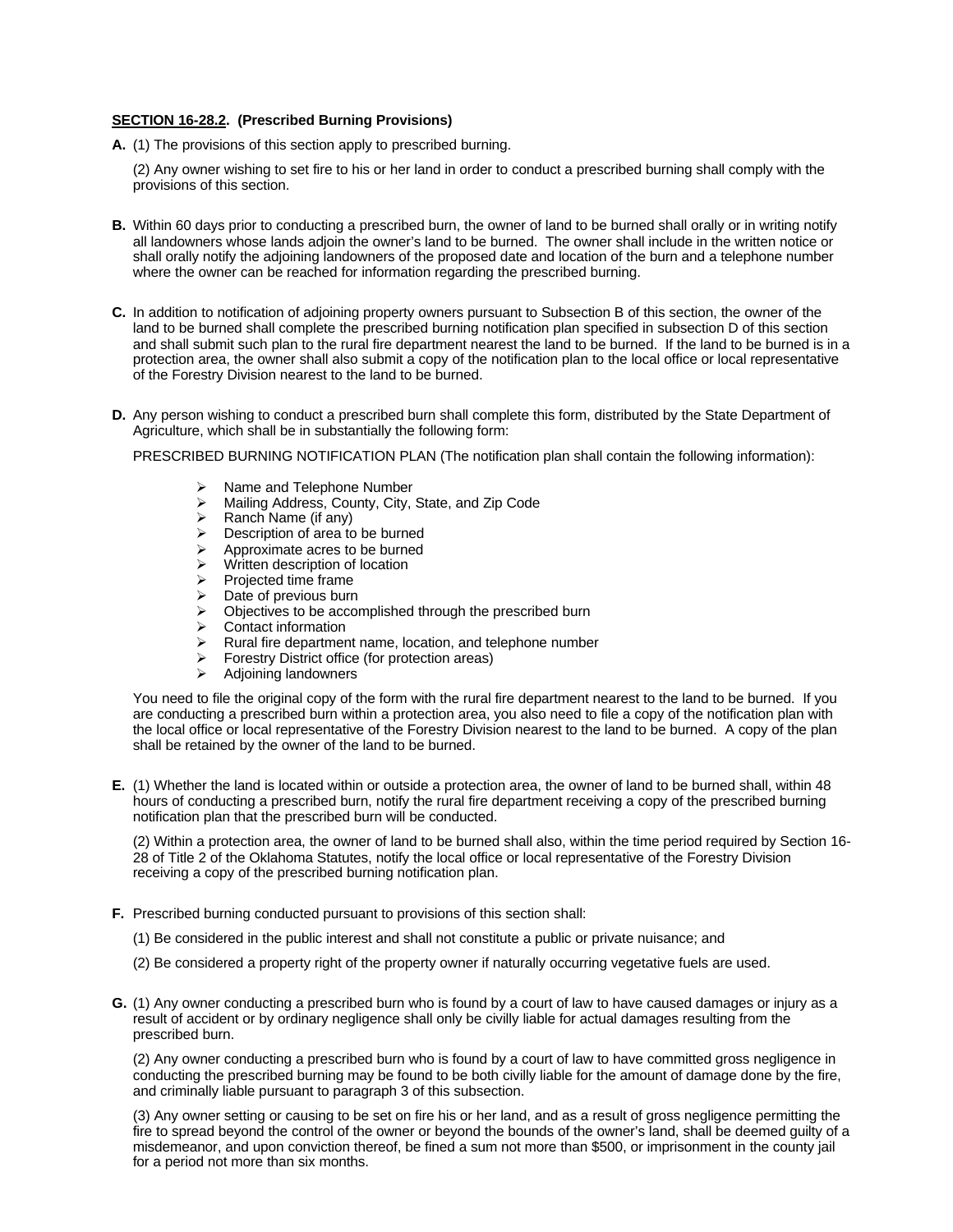**SECTION 16-28.2. (Prescribed Burning Provisions)**

**A.** (1) The provisions of this section apply to prescribed burning.

(2) Any owner wishing to set fire to his or her land in order to conduct a prescribed burning shall comply with the provisions of this section.

**B.** Within 60 days prior to conducting a prescribed burn, the owner of land to be burned shall orally or in writing notify all landowners whose lands adjoin the owner's land to be burned. The owner shall include in the written notice or shall orally notify the adjoining landowners of the proposed date and location of the burn and a telephone number where the owner can be reached for information regarding the prescribed burning.

**C.** In addition to notification of adjoining property owners pursuant to Subsection B of this section, the owner of the land to be burned shall complete the prescribed burning notification plan specified in subsection D of this section and shall submit such plan to the rural fire department nearest the land to be burned. If the land to be burned is in a protection area, the owner shall also submit a copy of the notification plan to the local office or local representative of the Forestry Division nearest to the land to be burned.

**D.** Any person wishing to conduct a prescribed burn shall complete this form, distributed by the State Department of Agriculture, which shall be in substantially the following form:

PRESCRIBED BURNING NOTIFICATION PLAN (The notification plan shall contain the following information):

- Name and Telephone Number
- Mailing Address, County, City, State, and Zip Code
- Ranch Name (if any)
- Description of area to be burned
- Approximate acres to be burned
- Written description of location
- Projected time frame
- Date of previous burn
- Objectives to be accomplished through the prescribed burn
- Contact information
- Rural fire department name, location, and telephone number
- Forestry District office (for protection areas)
- Adjoining landowners

You need to file the original copy of the form with the rural fire department nearest to the land to be burned. If you are conducting a prescribed burn within a protection area, you also need to file a copy of the notification plan with the local office or local representative of the Forestry Division nearest to the land to be burned. A copy of the plan shall be retained by the owner of the land to be burned.

**E.** (1) Whether the land is located within or outside a protection area, the owner of land to be burned shall, within 48 hours of conducting a prescribed burn, notify the rural fire department receiving a copy of the prescribed burning notification plan that the prescribed burn will be conducted.

(2) Within a protection area, the owner of land to be burned shall also, within the time period required by Section 16-28 of Title 2 of the Oklahoma Statutes, notify the local office or local representative of the Forestry Division receiving a copy of the prescribed burning notification plan.

**F.** Prescribed burning conducted pursuant to provisions of this section shall:

(1) Be considered in the public interest and shall not constitute a public or private nuisance; and

(2) Be considered a property right of the property owner if naturally occurring vegetative fuels are used.

**G.** (1) Any owner conducting a prescribed burn who is found by a court of law to have caused damages or injury as a result of accident or by ordinary negligence shall only be civilly liable for actual damages resulting from the prescribed burn.

(2) Any owner conducting a prescribed burn who is found by a court of law to have committed gross negligence in conducting the prescribed burning may be found to be both civilly liable for the amount of damage done by the fire, and criminally liable pursuant to paragraph 3 of this subsection.

(3) Any owner setting or causing to be set on fire his or her land, and as a result of gross negligence permitting the fire to spread beyond the control of the owner or beyond the bounds of the owner's land, shall be deemed guilty of a misdemeanor, and upon conviction thereof, be fined a sum not more than $500, or imprisonment in the county jail for a period not more than six months.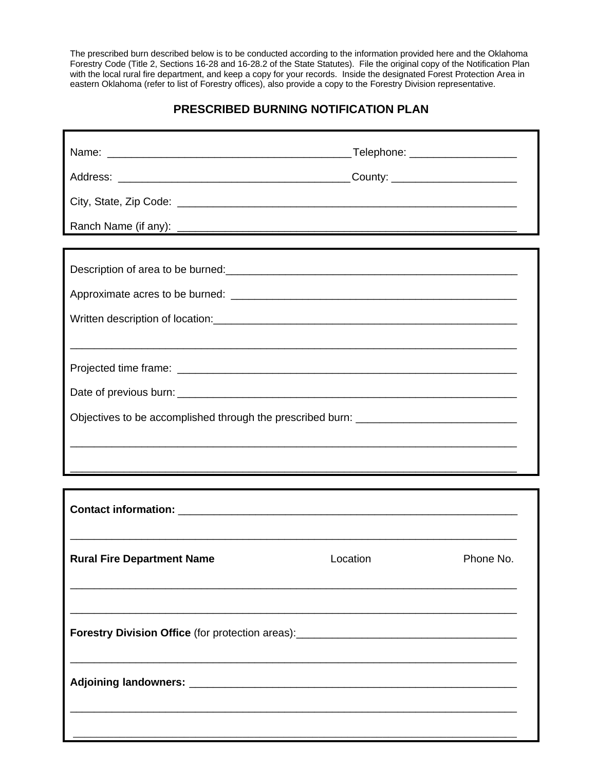The prescribed burn described below is to be conducted according to the information provided here and the Oklahoma Forestry Code (Title 2, Sections 16-28 and 16-28.2 of the State Statutes). File the original copy of the Notification Plan with the local rural fire department, and keep a copy for your records. Inside the designated Forest Protection Area in eastern Oklahoma (refer to list of Forestry offices), also provide a copy to the Forestry Division representative.

## PRESCRIBED BURNING NOTIFICATION PLAN

Name: ________________________________________ Telephone: __________________

Address: ______________________________________ County: _____________________

City, State, Zip Code: __________________________________________________________

Ranch Name (if any): __________________________________________________________

---

Description of area to be burned:_________________________________________________

Approximate acres to be burned: _________________________________________________

Written description of location:___________________________________________________

______________________________________________________________________________

Projected time frame: ___________________________________________________________

Date of previous burn:___________________________________________________________

Objectives to be accomplished through the prescribed burn: ___________________________

______________________________________________________________________________

______________________________________________________________________________

---

**Contact information:** _________________________________________________________

______________________________________________________________________________

| **Rural Fire Department Name** | Location | Phone No. |
|---|---|---|
| | | |
| | | |

**Forestry Division Office** (for protection areas):____________________________________

______________________________________________________________________________

**Adjoining landowners:** _______________________________________________________

______________________________________________________________________________

______________________________________________________________________________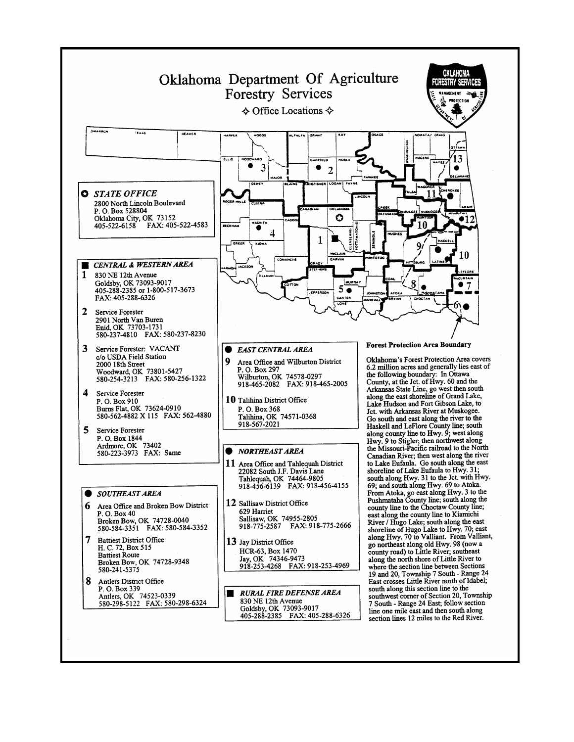# Oklahoma Department Of Agriculture Forestry Services

✧ Office Locations ✧

OKLAHOMA FORESTRY SERVICES
MANAGEMENT
PROTECTION
STATE DEPARTMENT OF AGRICULTURE

CIMARRON TEXAS BEAVER HARPER WOODS ALFALFA GRANT KAY OSAGE NOWATA CRAIG OTTAWA WASHINGTON ROGERS MAYES DELAWARE ELLIS WOODWARD MAJOR GARFIELD NOBLE PAWNEE DEWEY BLAINE KINGFISHER LOGAN PAYNE TULSA WAGONER CHEROKEE ADAIR ROGER MILLS CUSTER LINCOLN CREEK OKMULGEE MUSKOGEE SEQUOYAH CANADIAN OKLAHOMA OKFUSKEE MCINTOSH BECKHAM WASHITA CADDO CLEVELAND POTTAWATOMIE SEMINOLE HUGHES HASKELL GREER KIOWA MCCLAIN PONTOTOC PITTSBURG LATIMER HARMON JACKSON COMANCHE GRADY GARVIN LEFLORE TILLMAN STEPHENS MURRAY COAL MCCURTAIN COTTON JEFFERSON CARTER JOHNSTON ATOKA PUSHMATAHA LOVE MARSHALL BRYAN CHOCTAW

1 2 3 4 5 6 7 8 9 10 11 12 13

## ✪ STATE OFFICE

2800 North Lincoln Boulevard
P. O. Box 528804
Oklahoma City, OK 73152
405-522-6158 FAX: 405-522-4583

## ■ CENTRAL & WESTERN AREA

**1** 830 NE 12th Avenue
Goldsby, OK 73093-9017
405-288-2385 or 1-800-517-3673
FAX: 405-288-6326

**2** Service Forester
2901 North Van Buren
Enid, OK 73703-1731
580-237-4810 FAX: 580-237-8230

**3** Service Forester: VACANT
c/o USDA Field Station
2000 18th Street
Woodward, OK 73801-5427
580-254-3213 FAX: 580-256-1322

**4** Service Forester
P. O. Box 910
Burns Flat, OK 73624-0910
580-562-4882 X 115 FAX: 562-4880

**5** Service Forester
P. O. Box 1844
Ardmore, OK 73402
580-223-3973 FAX: Same

## ● SOUTHEAST AREA

**6** Area Office and Broken Bow District
P. O. Box 40
Broken Bow, OK 74728-0040
580-584-3351 FAX: 580-584-3352

**7** Battiest District Office
H. C. 72, Box 515
Battiest Route
Broken Bow, OK 74728-9348
580-241-5375

**8** Antlers District Office
P. O. Box 339
Antlers, OK 74523-0339
580-298-5122 FAX: 580-298-6324

## ● EAST CENTRAL AREA

**9** Area Office and Wilburton District
P. O. Box 297
Wilburton, OK 74578-0297
918-465-2082 FAX: 918-465-2005

**10** Talihina District Office
P. O. Box 368
Talihina, OK 74571-0368
918-567-2021

## ● NORTHEAST AREA

**11** Area Office and Tahlequah District
22082 South J.F. Davis Lane
Tahlequah, OK 74464-9805
918-456-6139 FAX: 918-456-4155

**12** Sallisaw District Office
629 Harriet
Sallisaw, OK 74955-2805
918-775-2587 FAX: 918-775-2666

**13** Jay District Office
HCR-63, Box 1470
Jay, OK 74346-9473
918-253-4268 FAX: 918-253-4969

## ■ RURAL FIRE DEFENSE AREA

830 NE 12th Avenue
Goldsby, OK 73093-9017
405-288-2385 FAX: 405-288-6326

## Forest Protection Area Boundary

Oklahoma's Forest Protection Area covers 6.2 million acres and generally lies east of the following boundary: In Ottawa County, at the Jct. of Hwy. 60 and the Arkansas State Line, go west then south along the east shoreline of Grand Lake, Lake Hudson and Fort Gibson Lake, to Jct. with Arkansas River at Muskogee. Go south and east along the river to the Haskell and LeFlore County line; south along county line to Hwy. 9; west along Hwy. 9 to Stigler; then northwest along the Missouri-Pacific railroad to the North Canadian River; then west along the river to Lake Eufaula. Go south along the east shoreline of Lake Eufaula to Hwy. 31; south along Hwy. 31 to the Jct. with Hwy. 69; and south along Hwy. 69 to Atoka. From Atoka, go east along Hwy. 3 to the Pushmataha County line; south along the county line to the Choctaw County line; east along the county line to Kiamichi River / Hugo Lake; south along the east shoreline of Hugo Lake to Hwy. 70; east along Hwy. 70 to Valliant. From Valliant, go northeast along old Hwy. 98 (now a county road) to Little River; southeast along the north shore of Little River to where the section line between Sections 19 and 20, Township 7 South - Range 24 East crosses Little River north of Idabel; south along this section line to the southwest corner of Section 20, Township 7 South - Range 24 East; follow section line one mile east and then south along section lines 12 miles to the Red River.